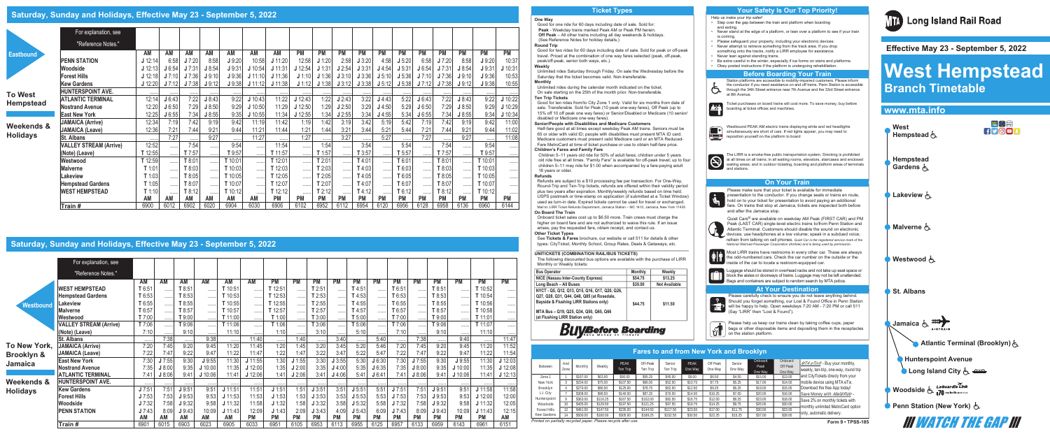# Saturday, Sunday and Holidays, Effective May 23 - September 5, 2022

## Eastbound — To West Hempstead — Weekends & Holidays

| For explanation, see "Reference Notes." | | | | | | | | | | | | | | | | | | |
|---|---|---|---|---|---|---|---|---|---|---|---|---|---|---|---|---|---|---|
| | AM | AM | AM | AM | AM | AM | AM | PM | PM | PM | PM | PM | PM | PM | PM | PM | PM | PM |
| PENN STATION | J 12:14 | 6:58 | J 7:20 | 8:58 | J 9:20 | 10:58 | J 11:20 | 12:58 | J 1:20 | 2:58 | J 3:20 | 4:58 | J 5:20 | 6:58 | J 7:20 | 8:58 | J 9:20 | 10:37 |
| Woodside | J 12:13 | J 6:54 | J 7:31 | J 8:54 | J 9:31 | J 10:54 | J 11:31 | J 12:54 | J 1:31 | J 2:54 | J 3:31 | J 4:54 | J 5:31 | J 6:54 | J 7:31 | J 8:54 | J 9:31 | J 10:31 |
| Forest Hills | J 12:18 | J 7:10 | J 7:36 | J 9:10 | J 9:36 | J 11:10 | J 11:36 | J 1:10 | J 1:36 | J 3:10 | J 3:36 | J 5:10 | J 5:36 | J 7:10 | J 7:36 | J 9:10 | J 9:36 | J 10:53 |
| Kew Gardens | J 12:20 | J 7:12 | J 7:38 | J 9:12 | J 9:38 | J 11:12 | J 11:38 | J 1:12 | J 1:38 | J 3:12 | J 3:38 | J 5:12 | J 5:38 | J 7:12 | J 7:38 | J 9:12 | J 9:38 | J 10:55 |
| HUNTERSPOINT AVE. | ..... | ..... | ..... | ..... | ..... | ..... | ..... | ..... | ..... | ..... | ..... | ..... | ..... | ..... | ..... | ..... | ..... | ..... |
| ATLANTIC TERMINAL | 12:14 | J 6:43 | 7:22 | J 8:43 | 9:22 | J 10:43 | 11:22 | J 12:43 | 1:22 | J 2:43 | 3:22 | J 4:43 | 5:22 | J 6:43 | 7:22 | J 8:43 | 9:22 | J 10:22 |
| Nostrand Avenue | 12:20 | J 6:50 | 7:29 | J 8:50 | 9:29 | J 10:50 | 11:29 | J 12:50 | 1:29 | J 2:50 | 3:29 | J 4:50 | 5:29 | J 6:50 | 7:29 | J 8:50 | 9:29 | J 10:29 |
| East New York | 12:25 | J 6:55 | 7:34 | J 8:55 | 9:35 | J 10:55 | 11:34 | J 12:55 | 1:34 | J 2:55 | 3:34 | J 4:55 | 5:34 | J 6:55 | 7:34 | J 8:55 | 9:34 | J 10:34 |
| JAMAICA (Arrive) | 12:34 | 7:19 | 7:42 | 9:19 | 9:42 | 11:19 | 11:42 | 1:19 | 1:42 | 3:19 | 3:42 | 5:19 | 5:42 | 7:19 | 7:42 | 9:19 | 9:42 | 11:00 |
| JAMAICA (Leave) | 12:36 | 7:21 | 7:44 | 9:21 | 9:44 | 11:21 | 11:44 | 1:21 | 1:44 | 3:21 | 3:44 | 5:21 | 5:44 | 7:21 | 7:44 | 9:21 | 9:44 | 11:02 |
| St. Albans | ..... | 7:27 | ..... | 9:27 | ..... | 11:27 | ..... | 1:27 | ..... | 3:27 | ..... | 5:27 | ..... | 7:27 | ..... | 9:27 | ..... | 11:08 |
| VALLEY STREAM (Arrive) | 12:52 | ..... | 7:54 | ..... | 9:54 | ..... | 11:54 | ..... | 1:54 | ..... | 3:54 | ..... | 5:54 | ..... | 7:54 | ..... | 9:54 | ..... |
| (Note) (Leave) | T 12:55 | ..... | T 7:57 | ..... | T 9:57 | ..... | T 11:57 | ..... | T 1:57 | ..... | T 3:57 | ..... | T 5:57 | ..... | T 7:57 | ..... | T 9:57 | ..... |
| Westwood | T 12:59 | ..... | T 8:01 | ..... | T 10:01 | ..... | T 12:01 | ..... | T 2:01 | ..... | T 4:01 | ..... | T 6:01 | ..... | T 8:01 | ..... | T 10:01 | ..... |
| Malverne | T 1:01 | ..... | T 8:03 | ..... | T 10:03 | ..... | T 12:03 | ..... | T 2:03 | ..... | T 4:03 | ..... | T 6:03 | ..... | T 8:03 | ..... | T 10:03 | ..... |
| Lakeview | T 1:03 | ..... | T 8:05 | ..... | T 10:05 | ..... | T 12:05 | ..... | T 2:05 | ..... | T 4:05 | ..... | T 6:05 | ..... | T 8:05 | ..... | T 10:05 | ..... |
| Hempstead Gardens | T 1:05 | ..... | T 8:07 | ..... | T 10:07 | ..... | T 12:07 | ..... | T 2:07 | ..... | T 4:07 | ..... | T 6:07 | ..... | T 8:07 | ..... | T 10:07 | ..... |
| WEST HEMPSTEAD | T 1:10 | ..... | T 8:12 | ..... | T 10:12 | ..... | T 12:12 | ..... | T 2:12 | ..... | T 4:12 | ..... | T 6:12 | ..... | T 8:12 | ..... | T 10:12 | ..... |
| | AM | AM | AM | AM | AM | AM | PM | PM | PM | PM | PM | PM | PM | PM | PM | PM | PM | PM |
| Train # | 6900 | 6012 | 6902 | 6020 | 6904 | 6030 | 6906 | 6102 | 6952 | 6112 | 6954 | 6120 | 6956 | 6128 | 6958 | 6136 | 6960 | 6144 |

## Westbound — To New York, Brooklyn & Jamaica — Weekends & Holidays

| For explanation, see "Reference Notes." | | | | | | | | | | | | | | | | | | |
|---|---|---|---|---|---|---|---|---|---|---|---|---|---|---|---|---|---|---|
| | AM | AM | AM | AM | AM | AM | PM | PM | PM | PM | PM | PM | PM | PM | PM | PM | PM | PM |
| WEST HEMPSTEAD | T 6:51 | ..... | T 8:51 | ..... | T 10:51 | ..... | T 12:51 | ..... | T 2:51 | ..... | T 4:51 | ..... | T 6:51 | ..... | T 8:51 | ..... | T 10:52 | ..... |
| Hempstead Gardens | T 6:53 | ..... | T 8:53 | ..... | T 10:53 | ..... | T 12:53 | ..... | T 2:53 | ..... | T 4:53 | ..... | T 6:53 | ..... | T 8:53 | ..... | T 10:54 | ..... |
| Lakeview | T 6:55 | ..... | T 8:55 | ..... | T 10:55 | ..... | T 12:55 | ..... | T 2:55 | ..... | T 4:55 | ..... | T 6:55 | ..... | T 8:55 | ..... | T 10:56 | ..... |
| Malverne | T 6:57 | ..... | T 8:57 | ..... | T 10:57 | ..... | T 12:57 | ..... | T 2:57 | ..... | T 4:57 | ..... | T 6:57 | ..... | T 8:57 | ..... | T 10:58 | ..... |
| Westwood | T 7:00 | ..... | T 9:00 | ..... | T 11:00 | ..... | T 1:00 | ..... | T 3:00 | ..... | T 5:00 | ..... | T 7:00 | ..... | T 9:00 | ..... | T 11:01 | ..... |
| VALLEY STREAM (Arrive) | T 7:06 | ..... | T 9:06 | ..... | T 11:06 | ..... | T 1:06 | ..... | T 3:06 | ..... | T 5:06 | ..... | T 7:06 | ..... | T 9:06 | ..... | T 11:07 | ..... |
| (Note) (Leave) | 7:10 | ..... | 9:10 | ..... | 11:10 | ..... | 1:10 | ..... | 3:10 | ..... | 5:10 | ..... | 7:10 | ..... | 9:10 | ..... | 11:10 | ..... |
| St. Albans | ..... | 7:38 | ..... | 9:38 | ..... | 11:40 | ..... | 1:40 | ..... | 3:40 | ..... | 5:40 | ..... | 7:38 | ..... | 9:40 | ..... | 11:47 |
| JAMAICA (Arrive) | 7:20 | 7:45 | 9:20 | 9:45 | 11:20 | 11:45 | 1:20 | 1:45 | 3:20 | 3:45 | 5:20 | 5:46 | 7:20 | 7:45 | 9:20 | 9:45 | 11:20 | 11:52 |
| JAMAICA (Leave) | 7:22 | 7:47 | 9:22 | 9:47 | 11:22 | 11:47 | 1:22 | 1:47 | 3:22 | 3:47 | 5:22 | 5:47 | 7:22 | 7:47 | 9:22 | 9:47 | 11:22 | 11:54 |
| East New York | 7:30 | J 7:55 | 9:30 | J 9:55 | 11:30 | J 11:55 | 1:30 | J 1:55 | 3:30 | J 3:55 | 5:30 | J 6:30 | 7:30 | J 7:55 | 9:30 | J 9:55 | 11:30 | J 12:03 |
| Nostrand Avenue | 7:35 | J 8:00 | 9:35 | J 10:00 | 11:35 | J 12:00 | 1:35 | J 2:00 | 3:35 | J 4:00 | 5:35 | J 6:35 | 7:35 | J 8:00 | 9:35 | J 10:00 | 11:35 | J 12:08 |
| ATLANTIC TERMINAL | 7:41 | J 8:06 | 9:41 | J 10:06 | 11:41 | J 12:06 | 1:41 | J 2:08 | 3:41 | J 4:06 | 5:41 | J 6:41 | 7:41 | J 8:06 | 9:41 | J 10:06 | 11:41 | J 12:13 |
| HUNTERSPOINT AVE. | ..... | ..... | ..... | ..... | ..... | ..... | ..... | ..... | ..... | ..... | ..... | ..... | ..... | ..... | ..... | ..... | ..... | ..... |
| Kew Gardens | J 7:51 | 7:51 | J 9:51 | 9:51 | J 11:51 | 11:51 | J 1:51 | 1:51 | J 3:51 | 3:51 | J 5:51 | 5:51 | J 7:51 | 7:51 | J 9:51 | 9:51 | J 11:58 | 11:58 |
| Forest Hills | J 7:53 | 7:53 | J 9:53 | 9:53 | J 11:53 | 11:53 | J 1:53 | 1:53 | J 3:53 | 3:53 | J 5:53 | 5:53 | J 7:53 | 7:53 | J 9:53 | 9:53 | J 12:00 | 12:00 |
| Woodside | J 7:32 | 7:58 | J 9:32 | 9:58 | J 11:32 | 11:58 | J 1:32 | 1:58 | J 3:32 | 3:58 | J 5:32 | 5:58 | J 7:32 | 7:58 | J 9:32 | 9:58 | J 11:32 | 12:06 |
| PENN STATION | J 7:43 | 8:09 | J 9:43 | 10:09 | J 11:43 | 12:09 | J 1:43 | 2:09 | J 3:43 | 4:09 | J 5:43 | 6:09 | J 7:43 | 8:09 | J 9:43 | 10:09 | J 11:43 | 12:15 |
| | AM | AM | AM | AM | AM | PM | PM | PM | PM | PM | PM | PM | PM | PM | PM | PM | PM | AM |
| Train # | 6901 | 6015 | 6903 | 6023 | 6905 | 6033 | 6951 | 6105 | 6953 | 6113 | 6955 | 6125 | 6957 | 6133 | 6959 | 6143 | 6961 | 6151 |

## Ticket Types

**One Way**
Good for one ride for 60 days including date of sale. Sold for:
**Peak** - Weekday trains marked Peak AM or Peak PM herein.
**Off Peak** – All other trains including all day weekends & holidays. (See Reference Notes for holiday details.)

**Round Trip**
Good for two rides for 60 days including date of sale. Sold for peak or off-peak travel. Priced at the combination of one way fares selected (peak, off-peak, peak/off-peak, senior both ways, etc.).

**Weekly**
Unlimited rides Saturday through Friday. On sale the Wednesday before the Saturday that the ticket becomes valid. Non-transferable.

**Monthly**
Unlimited rides during the calendar month indicated on the ticket. On sale starting on the 25th of the month prior. Non-transferable.

**Ten Trip Tickets**
Good for ten rides from/to City Zone 1 only. Valid for six months from date of sale. Transferable. Sold for Peak (10 peak one-way fares), Off Peak (up to 15% off 10 off peak one way fares) or Senior/Disabled or Medicare (10 senior/disabled or Medicare one-way fares).

**Senior/People with Disabilities and Medicare Customers**
Half-fare good at all times except weekday Peak AM trains. Seniors must be 65 or older with valid ID; people with disabilities must present MTA ID card. Medicare customers must present valid Medicare card or an MTA Reduced-Fare MetroCard at time of ticket purchase or use to obtain half-fare price.

**Children's Fares and Family Fare**
Children 5–11 years old ride for 50% of adult fares; children under 5 years old ride free at all times. "Family Fare" is available for off-peak travel; up to four children 5–11 years old ride for $1.00 when accompanied by a fare-paying adult 18 years or older.

**Refunds**
Refunds are subject to a $10 processing fee per transaction. For One-Way, Round-Trip and Ten-Trip tickets, refunds are offered within their validity period plus two years after expiration. Monthly/weekly tickets based on time held. USPS postmark or time-stamp on application (if submitted at a Ticket Window) used as turn-in date. Expired tickets cannot be used for travel or exchanged. Mail to: LIRR Ticket Refunds Department, Jamaica Station – MC 1410, Jamaica, New York 11435

**On Board The Train**
Onboard ticket sales cost up to $6.50 more. Train crews must charge the higher on board fare and are not authorized to waive this rule. If an issue arises, pay the requested fare, obtain receipt, and contact us.

**Other Ticket Types**
See **Tickets & Fares** brochure, our website or call 511 for details & other types: CityTicket, Monthly School, Group Rates, Deals & Getaways, etc.

**UNITICKETS (COMBINATION RAIL/BUS TICKETS)**
The following discounted bus options are available with the purchase of LIRR Monthly or Weekly tickets:

| Bus Operator | Monthly | Weekly |
|---|---|---|
| NICE (Nassau Inter-County Express) | $54.75 | $13.25 |
| Long Beach – All Buses | $30.00 | Not Available |
| NYCT - Q5, Q12, Q13, Q15, Q16, Q17, Q20, Q26, Q27, Q28, Q31, Q44, Q48, Q85 (at Rosedale, Bayside & Flushing LIRR Stations only) MTA Bus – Q19, Q25, Q34, Q50, Q65, Q66 (at Flushing LIRR Station only) | $44.75 | $11.50 |

*Buy Before Boarding* — Save money on tickets

## Your Safety Is Our Top Priority!

Help us make your trip safer!
- Step over the gap between the train and platform when boarding and exiting.
- Never stand at the edge of a platform, or lean over a platform to see if your train is coming.
- Please safeguard your property, including your electronic devices.
- Never attempt to retrieve something from the track area. If you drop something onto the tracks, notify a LIRR employee for assistance.
- Never lean against standing trains.
- Be extra careful in the winter, especially if ice forms on stairs and platforms.
- Obey posted instructions if the platform is undergoing rehabilitation.

## Before Boarding Your Train

Station platforms are accessible to mobility-impaired customers. Please inform the conductor if you need assistance on and off trains. Penn Station is accessible through the 34th Street entrance near 7th Avenue and the 33rd Street entrance at 8th Avenue.

Ticket purchases on board trains will cost more. To save money, buy before boarding at ticket offices and machines.

Westbound PEAK AM electric trains displaying white and red headlights simultaneously are short of cars. If red lights appear, you may need to reposition yourself on the platform to board

The LIRR is a smoke-free public transportation system. Smoking is prohibited at all times on all trains; in all waiting rooms, elevators, staircases and enclosed waiting areas; and in outdoor ticketing, boarding and platform areas of terminals and stations.

## On Your Train

Please make sure that your ticket is available for immediate presentation to the conductor. If you change seats or trains en route, hold on to your ticket for presentation to avoid paying an additional fare. On trains that stop at Jamaica, tickets are inspected both before and after the Jamaica stop.

Quiet Cars® are available on weekday AM Peak (FIRST CAR) and PM Peak (LAST CAR) single-level electric trains to/from Penn Station and Atlantic Terminal. Customers should disable the sound on electronic devices; use headphones at a low volume; speak in a subdued voice; refrain from talking on cell phones. *Quiet Car is the registered service mark of the National Railroad Passenger Corporation (Amtrak) and is being used by permission.*

Most LIRR trains have restrooms in every other car. These are always the odd-numbered cars. Check the car number on the outside or the inside of the car to locate a restroom-equipped car.

Luggage should be stored in overhead racks and not take up seat space or block the aisles or doorways of trains. Luggage may not be left unattended. Bags and containers are subject to random search by MTA police.

## At Your Destination

Please carefully check to ensure you do not leave anything behind. Should you forget something, our Lost & Found Office in Penn Station will be happy to help. Open weekdays 7:20 AM - 7:20 PM or call 511 (Say "LIRR" then "Lost & Found").

Please help us keep our trains clean by taking coffee cups, paper bags or other disposable items and depositing them in the receptacles on the station platform.

## Fares to and from New York and Brooklyn

| Between | And Zone | Monthly | Weekly | PEAK Ten Trip | Off-Peak Ten Trip | Senior Ten Trip | PEAK One Way | Off Peak One Way | Senior One Way | Onboard Peak One Way | Onboard Off Peak One Way |
|---|---|---|---|---|---|---|---|---|---|---|---|
| Zone 1 | 1 | $197.00 | $63.00 | $90.00 | $55.25 | $45.00 | $9.00 | $6.50 | $4.50 | $15.00 | $13.00 |
| New York | 3 | $234.00 | $75.00 | $107.50 | $66.00 | $52.50 | $10.75 | $7.75 | $5.25 | $17.00 | $14.00 |
| Brooklyn | 4 | $270.00 | $86.50 | $125.00 | $76.75 | $62.50 | $12.50 | $9.25 | $6.25 | $19.00 | $16.00 |
| L.I. City | 7 | $306.00 | $98.00 | $140.00 | $87.25 | $70.00 | $14.00 | $10.25 | $7.00 | $20.00 | $16.00 |
| Hunterspoint | 9 | $363.00 | $116.25 | $167.50 | $102.00 | $82.50 | $16.75 | $12.00 | $8.25 | $23.00 | $18.00 |
| Woodside | 10 | $405.00 | $129.50 | $197.50 | $121.25 | $97.50 | $19.75 | $14.25 | $9.75 | $26.00 | $20.00 |
| Forest Hills | 12 | $461.00 | $147.50 | $235.00 | $144.50 | $117.50 | $23.50 | $17.00 | $11.75 | $30.00 | $23.00 |
| Kew Gardens | 14 | $500.00 | $160.00 | $305.00 | $189.25 | $152.50 | $30.50 | $22.25 | $15.25 | $37.00 | $28.00 |

*MTA eTix®* - Buy your monthly, weekly, ten-trip, one-way, round trip and CityTickets directly from your mobile device using MTA eTix. Download the free App today! Save Money with *Mail&Ride®*- Save 2% on monthly tickets with monthly unlimited MetroCard option only, automatic delivery.

*Printed on partially recycled paper. Please recycle after use.*

Form 9 • TPSS-185

# MTA Long Island Rail Road

**Effective May 23 - September 5, 2022**

# West Hempstead Branch Timetable

## www.mta.info

- West Hempstead
- Hempstead Gardens
- Lakeview
- Malverne
- Westwood
- St. Albans
- Jamaica
- Atlantic Terminal (Brooklyn)
- Hunterspoint Avenue
- Long Island City
- Woodside
- Penn Station (New York)

**WATCH THE GAP**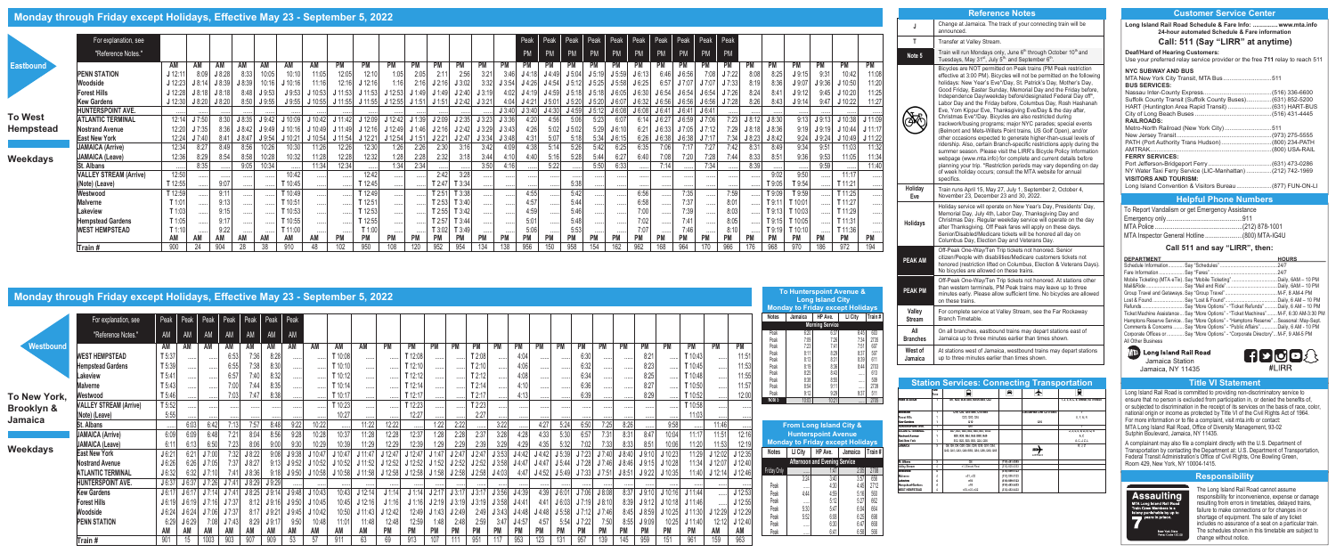# Monday through Friday except Holidays, Effective May 23 - September 5, 2022

## Eastbound – To West Hempstead – Weekdays

| For explanation, see "Reference Notes." | | | | | | | | | | | | | | | Peak | Peak | Peak | Peak | Peak | Peak | Peak | Peak | Peak | Peak | | | | | | |
|---|---|---|---|---|---|---|---|---|---|---|---|---|---|---|---|---|---|---|---|---|---|---|---|---|---|---|---|---|---|---|
| | AM | AM | AM | AM | AM | AM | AM | PM | PM | PM | PM | PM | PM | PM | PM | PM | PM | PM | PM | PM | PM | PM | PM | PM | PM | PM | PM | PM | PM | PM |
| **PENN STATION** | J 12:11 | 8:09 | J 8:28 | 8:33 | 10:05 | 10:10 | 11:05 | 12:05 | 12:10 | 1:05 | 2:05 | 2:11 | 2:56 | 3:21 | 3:46 | J 4:18 | J 4:49 | J 5:04 | J 5:19 | J 5:58 | J 6:13 | 6:46 | J 6:56 | 7:08 | J 7:22 | 8:08 | 8:25 | J 9:15 | 9:31 | 10:42 | 11:08 |
| Woodside | J 12:23 | 8:14 | J 8:39 | J 8:39 | 10:16 | J 10:16 | 11:16 | 12:16 | J 12:16 | 1:16 | J 2:16 | J 2:16 | J 3:02 | 3:32 | J 3:54 | J 4:26 | J 4:54 | J 5:12 | J 5:25 | J 5:58 | J 6:25 | 6:57 | J 7:07 | J 7:07 | J 7:33 | 8:19 | 8:36 | J 9:07 | J 9:36 | J 10:50 | 11:20 |
| Forest Hills | J 12:28 | J 8:18 | J 8:18 | 8:48 | J 9:53 | J 9:53 | J 10:53 | J 11:53 | J 11:53 | J 12:53 | J 1:49 | J 1:49 | J 2:40 | J 3:19 | 4:02 | J 4:19 | J 4:59 | J 5:18 | J 5:18 | J 6:05 | J 6:30 | J 6:54 | J 6:54 | J 6:54 | J 7:26 | 8:24 | 8:41 | J 9:12 | 9:45 | J 10:20 | 11:25 |
| Kew Gardens | J 12:30 | J 8:20 | J 8:20 | 8:50 | J 9:55 | J 9:55 | J 10:55 | J 11:55 | J 11:55 | J 12:55 | J 1:51 | J 1:51 | J 2:42 | J 3:21 | 4:04 | J 4:21 | J 5:01 | J 5:20 | J 5:20 | J 6:07 | J 6:32 | J 6:56 | J 6:56 | J 6:56 | J 7:28 | 8:26 | 8:43 | J 9:14 | 9:47 | J 10:22 | 11:27 |
| **HUNTERSPOINT AVE.** | | | | | | | | | | | | | | | J 3:40 | J 3:40 | J 4:30 | J 4:59 | J 5:12 | J 6:08 | J 6:08 | J 6:41 | J 6:41 | J 6:41 | | | | | | | |
| **ATLANTIC TERMINAL** | 12:14 | J 7:50 | 8:30 | J 8:35 | J 9:42 | J 10:09 | J 10:42 | J 11:42 | J 12:09 | J 12:42 | J 1:39 | J 2:09 | J 2:35 | J 3:23 | J 3:36 | 4:20 | 4:56 | 5:06 | 5:23 | 6:07 | 6:14 | J 6:27 | J 6:59 | J 7:06 | 7:23 | J 8:12 | J 8:30 | 9:13 | J 9:13 | J 10:38 | J 11:09 |
| Nostrand Avenue | 12:20 | J 7:35 | 8:36 | J 8:42 | J 9:49 | J 10:16 | J 10:49 | J 11:49 | J 12:16 | J 12:49 | J 1:46 | J 2:16 | J 2:42 | J 3:29 | J 3:43 | 4:26 | 5:02 | J 5:02 | 5:29 | J 6:10 | 6:21 | J 6:33 | J 7:05 | J 7:12 | 7:29 | J 8:18 | J 8:36 | 9:19 | J 9:19 | J 10:44 | J 11:17 |
| East New York | 12:24 | J 7:40 | 8:41 | J 8:47 | J 9:54 | J 10:21 | J 10:54 | J 11:54 | J 12:21 | J 12:54 | J 1:51 | J 2:21 | J 2:47 | J 3:34 | J 3:48 | 4:31 | 5:07 | 5:18 | 5:34 | J 6:15 | J 6:26 | J 6:38 | J 7:10 | J 7:17 | 7:34 | J 8:23 | J 8:42 | 9:24 | J 9:24 | J 10:49 | J 11:22 |
| **JAMAICA (Arrive)** | 12:34 | 8:27 | 8:49 | 8:56 | 10:26 | 10:30 | 11:28 | 12:26 | 12:30 | 1:26 | 2:26 | 2:30 | 3:16 | 3:42 | 4:09 | 4:38 | 5:14 | 5:26 | 5:42 | 6:25 | 6:35 | 7:06 | 7:17 | 7:27 | 7:42 | 8:31 | 8:49 | 9:34 | 9:51 | 11:03 | 11:32 |
| **JAMAICA (Leave)** | 12:36 | 8:29 | 8:54 | 8:58 | 10:28 | 10:32 | 11:28 | 12:28 | 12:32 | 1:28 | 2:28 | 2:32 | 3:18 | 3:44 | 4:10 | 4:40 | 5:16 | 5:28 | 5:44 | 6:27 | 6:40 | 7:08 | 7:20 | 7:28 | 7:44 | 8:33 | 8:51 | 9:36 | 9:53 | 11:05 | 11:34 |
| St. Albans | ..... | 8:35 | ..... | 9:05 | 10:34 | ..... | 11:34 | 12:34 | ..... | 1:34 | 2:34 | ..... | ..... | 3:50 | 4:16 | ..... | 5:22 | ..... | 5:50 | 6:33 | ..... | 7:14 | ..... | 7:34 | ..... | 8:39 | ..... | ..... | 9:59 | ..... | 11:40 |
| **VALLEY STREAM (Arrive)** | 12:50 | ..... | ..... | ..... | ..... | 10:42 | ..... | ..... | 12:42 | ..... | ..... | 2:42 | 3:28 | ..... | ..... | ..... | ..... | ..... | ..... | ..... | ..... | ..... | ..... | ..... | ..... | ..... | 9:02 | 9:50 | ..... | 11:17 | ..... |
| (Note) Leave | T 12:55 | ..... | ..... | 9:07 | ..... | T 10:45 | ..... | ..... | T 12:45 | ..... | ..... | T 2:47 | T 3:34 | ..... | ..... | ..... | ..... | 5:38 | ..... | ..... | ..... | ..... | ..... | ..... | ..... | ..... | T 9:05 | T 9:54 | ..... | T 11:21 | ..... |
| Westwood | T 12:59 | ..... | ..... | 9:11 | ..... | T 10:49 | ..... | ..... | T 12:49 | ..... | ..... | T 2:51 | T 3:38 | ..... | ..... | 4:55 | ..... | 5:42 | ..... | ..... | 6:56 | ..... | 7:35 | ..... | 7:59 | ..... | T 9:09 | T 9:59 | ..... | T 11:25 | ..... |
| Malverne | T 1:01 | ..... | ..... | 9:13 | ..... | T 10:51 | ..... | ..... | T 12:51 | ..... | ..... | T 2:53 | T 3:40 | ..... | ..... | 4:57 | ..... | 5:44 | ..... | ..... | 6:58 | ..... | 7:37 | ..... | 8:01 | ..... | T 9:11 | T 10:01 | ..... | T 11:27 | ..... |
| Lakeview | T 1:03 | ..... | ..... | 9:15 | ..... | T 10:53 | ..... | ..... | T 12:53 | ..... | ..... | T 2:55 | T 3:42 | ..... | ..... | 4:59 | ..... | 5:46 | ..... | ..... | 7:00 | ..... | 7:39 | ..... | 8:03 | ..... | T 9:13 | T 10:03 | ..... | T 11:29 | ..... |
| Hempstead Gardens | T 1:05 | ..... | ..... | 9:17 | ..... | T 10:55 | ..... | ..... | T 12:55 | ..... | ..... | T 2:57 | T 3:44 | ..... | ..... | 5:01 | ..... | 5:48 | ..... | ..... | 7:02 | ..... | 7:41 | ..... | 8:05 | ..... | T 9:15 | T 10:05 | ..... | T 11:31 | ..... |
| **WEST HEMPSTEAD** | T 1:10 | ..... | ..... | 9:22 | ..... | T 11:00 | ..... | ..... | T 1:00 | ..... | ..... | T 3:02 | T 3:49 | ..... | ..... | 5:06 | ..... | 5:53 | ..... | ..... | 7:07 | ..... | 7:46 | ..... | 8:10 | ..... | T 9:19 | T 10:10 | ..... | T 11:36 | ..... |
| | AM | AM | AM | AM | AM | AM | AM | PM | PM | PM | PM | PM | PM | PM | PM | PM | PM | PM | PM | PM | PM | PM | PM | PM | PM | PM | PM | PM | PM | PM | PM |
| **Train #** | 900 | 24 | 904 | 28 | 38 | 910 | 48 | 102 | 950 | 108 | 120 | 952 | 954 | 134 | 138 | 956 | 150 | 958 | 154 | 162 | 962 | 168 | 964 | 170 | 966 | 176 | 968 | 970 | 186 | 972 | 194 |

## Westbound – To New York, Brooklyn & Jamaica – Weekdays

| For explanation, see "Reference Notes." | Peak | Peak | Peak | Peak | Peak | Peak | Peak | | | | | | | | | | | | | | | | | | | | |
|---|---|---|---|---|---|---|---|---|---|---|---|---|---|---|---|---|---|---|---|---|---|---|---|---|---|---|---|
| | AM | AM | AM | AM | AM | AM | AM | AM | AM | AM | PM | PM | PM | PM | PM | PM | PM | PM | PM | PM | PM | PM | PM | PM | PM | PM | PM |
| **WEST HEMPSTEAD** | T 5:37 | ..... | ..... | 6:53 | 7:36 | 8:28 | ..... | ..... | T 10:08 | ..... | ..... | T 12:08 | ..... | ..... | T 2:08 | ..... | ..... | 4:04 | ..... | 6:30 | ..... | ..... | 8:21 | ..... | T 10:43 | ..... | 11:51 |
| Hempstead Gardens | T 5:39 | ..... | ..... | 6:55 | 7:38 | 8:30 | ..... | ..... | T 10:10 | ..... | ..... | T 12:10 | ..... | ..... | T 2:10 | ..... | ..... | 4:06 | ..... | 6:32 | ..... | ..... | 8:23 | ..... | T 10:45 | ..... | 11:53 |
| Lakeview | T 5:41 | ..... | ..... | 6:57 | 7:40 | 8:32 | ..... | ..... | T 10:12 | ..... | ..... | T 12:12 | ..... | ..... | T 2:12 | ..... | ..... | 4:08 | ..... | 6:34 | ..... | ..... | 8:25 | ..... | T 10:48 | ..... | 11:55 |
| Malverne | T 5:43 | ..... | ..... | 7:00 | 7:44 | 8:35 | ..... | ..... | T 10:14 | ..... | ..... | T 12:14 | ..... | ..... | T 2:14 | ..... | ..... | 4:10 | ..... | 6:36 | ..... | ..... | 8:27 | ..... | T 10:50 | ..... | 11:57 |
| Westwood | T 5:46 | ..... | ..... | 7:03 | 7:47 | 8:38 | ..... | ..... | T 10:17 | ..... | ..... | T 12:17 | ..... | ..... | T 2:17 | ..... | ..... | 4:13 | ..... | 6:39 | ..... | ..... | 8:29 | ..... | T 10:52 | ..... | 12:00 |
| **VALLEY STREAM (Arrive)** | T 5:53 | ..... | ..... | ..... | ..... | ..... | ..... | ..... | T 10:23 | ..... | ..... | T 12:23 | ..... | ..... | T 2:23 | ..... | ..... | ..... | ..... | ..... | ..... | ..... | ..... | ..... | T 10:58 | ..... | ..... |
| (Note) Leave | 5:55 | ..... | ..... | ..... | ..... | ..... | ..... | ..... | 10:27 | ..... | ..... | 12:27 | ..... | ..... | 2:27 | ..... | ..... | ..... | ..... | ..... | ..... | ..... | ..... | ..... | 11:03 | ..... | ..... |
| St. Albans | ..... | 6:03 | 6:42 | 7:13 | 7:57 | 8:48 | 9:22 | 10:22 | ..... | 11:22 | 12:22 | ..... | 1:22 | 2:22 | ..... | 3:22 | ..... | 4:27 | 5:24 | 6:50 | 7:25 | 8:26 | ..... | 9:58 | ..... | 11:46 | ..... |
| **JAMAICA (Arrive)** | 6:09 | 6:09 | 6:48 | 7:21 | 8:04 | 8:56 | 9:28 | 10:28 | 10:37 | 11:28 | 12:28 | 12:37 | 1:28 | 2:28 | 2:37 | 3:28 | 4:28 | 4:34 | 5:30 | 7:00 | 7:31 | 8:31 | 8:49 | 10:04 | 11:17 | 11:51 | 12:16 |
| **JAMAICA (Leave)** | 6:11 | 6:13 | 6:50 | 7:23 | 8:06 | 9:00 | 9:30 | 10:29 | 10:39 | 11:29 | 12:29 | 12:39 | 1:29 | 2:29 | 2:39 | 3:29 | 4:29 | 4:36 | 5:32 | 7:02 | 7:33 | 8:33 | 8:51 | 10:06 | 11:20 | 11:53 | 12:19 |
| East New York | J 6:21 | 6:21 | J 7:00 | 7:32 | J 8:22 | 9:08 | J 9:38 | J 10:47 | J 10:47 | J 11:47 | J 12:47 | J 12:47 | J 1:47 | J 2:47 | J 2:47 | J 3:53 | J 4:42 | J 4:42 | J 5:39 | J 7:23 | J 7:40 | J 8:40 | J 9:10 | J 10:23 | J 11:29 | J 12:02 | J 12:35 |
| Nostrand Avenue | J 6:26 | 6:26 | J 7:05 | 7:37 | J 8:27 | 9:13 | J 9:43 | J 10:52 | J 10:52 | J 11:52 | J 12:52 | J 12:52 | J 1:52 | J 2:52 | J 2:52 | J 3:58 | J 4:47 | J 4:47 | J 5:44 | J 7:28 | J 7:46 | J 8:46 | J 9:15 | J 10:28 | J 11:34 | J 12:07 | J 12:40 |
| **ATLANTIC TERMINAL** | J 6:32 | 6:32 | J 7:11 | 7:41 | J 8:36 | 9:18 | J 9:50 | J 10:58 | J 10:58 | J 11:58 | J 12:58 | J 12:58 | J 1:58 | J 2:58 | J 2:58 | J 4:03 | J 4:52 | J 4:52 | J 5:49 | J 7:33 | J 7:51 | J 8:51 | J 9:22 | J 10:35 | J 11:40 | J 12:12 | J 12:46 |
| **HUNTERSPOINT AVE.** | J 6:37 | J 6:37 | J 7:14 | J 7:26 | J 7:41 | J 8:25 | J 9:29 | | | | | | | | | | | | | | | | | | | | |
| Kew Gardens | J 6:17 | J 6:17 | J 7:14 | J 7:37 | J 8:25 | J 9:14 | J 9:48 | J 10:43 | J 10:43 | J 11:14 | J 12:14 | J 12:14 | J 1:14 | J 2:17 | J 2:17 | J 3:17 | J 3:56 | J 4:39 | J 4:39 | J 6:01 | J 7:06 | J 7:06 | J 8:08 | J 8:37 | J 10:16 | J 11:14 | J 12:53 |
| Forest Hills | J 6:19 | J 6:19 | J 7:16 | J 7:39 | J 8:27 | J 9:16 | J 9:50 | J 10:45 | J 10:45 | J 11:16 | J 12:16 | J 12:16 | J 1:16 | J 2:19 | J 2:19 | J 3:19 | J 3:58 | J 4:41 | J 4:41 | J 6:03 | J 7:08 | J 7:08 | J 8:10 | J 8:39 | J 10:18 | J 11:16 | J 12:55 |
| Woodside | J 6:24 | J 6:24 | J 7:06 | J 7:31 | J 8:17 | J 9:21 | J 9:55 | J 10:50 | J 10:50 | J 11:21 | J 12:21 | J 12:21 | J 1:21 | J 2:24 | J 2:24 | J 3:24 | J 4:03 | J 4:46 | J 4:46 | J 6:08 | J 7:13 | J 7:13 | J 8:15 | J 8:44 | J 10:23 | J 11:21 | J 1:00 |
| **PENN STATION** | J 6:29 | J 6:29 | J 7:06 | J 7:43 | J 8:29 | J 9:29 | J 9:50 | J 10:48 | J 10:48 | J 11:48 | J 12:48 | J 12:48 | J 1:48 | J 2:48 | J 2:48 | J 3:47 | J 4:19 | J 4:57 | J 4:57 | J 6:13 | J 7:22 | J 7:50 | J 8:21 | J 8:55 | J 10:25 | J 12:12 | J 12:40 |
| | AM | AM | AM | AM | AM | AM | AM | AM | AM | AM | PM | PM | PM | PM | PM | PM | PM | PM | PM | PM | PM | PM | PM | PM | PM | PM | PM |
| **Train #** | 901 | 15 | 1003 | 903 | 907 | 909 | 53 | 57 | 911 | 63 | 69 | 913 | 107 | 111 | 951 | 117 | 953 | 123 | 131 | 957 | 139 | 145 | 959 | 151 | 961 | 159 | 963 |

## Reference Notes

| | |
|---|---|
| **J** | Change at Jamaica. The track of your connecting train will be announced. |
| **T** | Transfer at Valley Stream. |
| **Note 5** | Train will run Mondays only, June 6th through October 10th and Tuesdays, May 31st, July 5th and September 6th. |
| **Bicycles** | Bicycles are NOT permitted on Peak trains (PM Peak restriction effective at 3:00 PM). Bicycles will not be permitted on the following holidays: New Year's Eve*/Day, St. Patrick's Day, Mother's Day, Good Friday, Easter Sunday, Memorial Day and the Friday before, Independence Day/weekday before/designated Federal Day off*, Labor Day and the Friday before, Columbus Day, Rosh Hashanah Eve, Yom Kippur Eve, Thanksgiving Eve/Day & the day after, Christmas Eve*/Day. Bicycles are also restricted during trackwork/busing programs; major NYC parades; special events (Belmont and Mets-Willets Point trains, US Golf Open), and/or other occasions expected to generate higher-than-usual levels of ridership. Also, certain Branch-specific restrictions apply during the summer season. Please visit the LIRR's Bicycle Policy information webpage (www.mta.info) for complete and current details before planning your trip. *Restriction periods may vary depending on day of week holiday occurs; consult the MTA website for annual specifics. |
| **Holiday Eve** | Train runs April 15, May 27, July 1, September 2, October 4, November 23, December 23 and 30, 2022. |
| **Holidays** | Holiday service will operate on New Year's Day, Presidents' Day, Memorial Day, July 4th, Labor Day, Thanksgiving Day and Christmas Day. Regular weekday service will operate on the day after Thanksgiving. Off Peak fares will apply on these days. Senior/Disabled/Medicare tickets will be honored all day on Columbus Day, Election Day and Veterans Day. |
| **PEAK AM** | Off-Peak One-Way/Ten Trip tickets not honored. Senior citizen/People with disabilities/Medicare customers tickets not honored (restriction lifted on Columbus, Election & Veterans Days). No bicycles are allowed on these trains. |
| **PEAK PM** | Off-Peak One-Way/Ten Trip tickets not honored. At stations other than western terminals, PM Peak trains may leave up to three minutes early. Please allow sufficient time. No bicycles are allowed on these trains. |
| **Valley Stream** | For complete service at Valley Stream, see the Far Rockaway Branch Timetable. |
| **All Branches** | On all branches, eastbound trains may depart stations east of Jamaica up to three minutes earlier than times shown. |
| **West of Jamaica** | At stations west of Jamaica, westbound trains may depart stations up to three minutes earlier than times shown. |

## To Hunterspoint Avenue & Long Island City
### Monday to Friday except Holidays

| Notes | Jamaica | HP Ave. | LI City | Train # |
|---|---|---|---|---|
| | Morning Service | | | |
| Peak | 6:20 | 6:37 | 6:40 | 603 |
| Peak | 7:00 | 7:26 | 7:34 | 2708 |
| Peak | 7:23 | 7:41 | 7:51 | 607 |
| Peak | 8:11 | 8:29 | 8:37 | 597 |
| Peak | 8:13 | 8:31 | 8:39 | 611 |
| Peak | 8:19 | 8:36 | 8:44 | 2703 |
| Peak | 8:25 | 8:42 | ..... | 589 |
| Peak | 8:35 | 8:53 | ..... | 599 |
| Peak | 8:54 | 9:11 | ..... | 2709 |
| Peak | 9:12 | 9:29 | 9:37 | 501 |
| NOTE 5 | 10:03 | 10:21 | ..... | 2705 |

## From Long Island City & Hunterspoint Avenue
### Monday to Friday except Holidays

| Notes | LI City | HP Ave. | Jamaica | Train # |
|---|---|---|---|---|
| | Afternoon and Evening Service | | | |
| Friday Only | ..... | 1:47 | 2:05 | 2098 |
| | 3:24 | 3:40 | 3:57 | 550 |
| | ..... | 4:30 | 4:45 | 2710 |
| Peak | 4:44 | 4:59 | 5:16 | 552 |
| Peak | ..... | 5:12 | 5:27 | 562 |
| Peak | 5:30 | 5:47 | 6:04 | 564 |
| Peak | 5:52 | 6:08 | 6:25 | 2712 |
| Peak | ..... | 6:30 | 6:47 | 568 |
| Peak | ..... | 6:41 | 6:58 | 569 |

## Station Services: Connecting Transportation

## Customer Service Center

**Long Island Rail Road Schedule & Fare Info:** ............ **www.mta.info**
**24-hour automated Schedule & Fare information**

### Call: 511 (Say "LIRR" at anytime)

**Deaf/Hard of Hearing Customers:**
Use your preferred relay service provider or the free 711 relay to reach 511

**NYC SUBWAY AND BUS**
MTA New York City Transit, MTA Bus ..............................511

**BUS SERVICES:**
Nassau Inter-County Express................................(516) 336-6600
Suffolk County Transit (Suffolk County Buses)............(631) 852-5200
HART (Huntington Area Rapid Transit).....................(631) HART-BUS
City of Long Beach Buses ....................................(516) 431-4445

**RAILROADS:**
Metro-North Railroad (New York City)......................511
New Jersey Transit.............................................(973) 275-5555
PATH (Port Authority Trans Hudson).........................(800) 234-PATH
AMTRAK............................................................(800) USA-RAIL

**FERRY SERVICES:**
Port Jefferson-Bridgeport Ferry...............................(631) 473-0286
NY Water Taxi Ferry Service (LIC-Manhattan) ...............(212) 742-1969

**VISITORS AND TOURISM:**
Long Island Convention & Visitors Bureau .....................(877) FUN-ON-LI

## Helpful Phone Numbers

To Report Vandalism or get Emergency Assistance
Emergency only.......................................................911
MTA Police ...........................................................(212) 878-1001
MTA Inspector General Hotline........................(800) MTA-IG4U

### Call 511 and say "LIRR", then:

| DEPARTMENT | | HOURS |
|---|---|---|
| Schedule Information | Say "Schedules" | 24/7 |
| Fare Information | Say "Fares" | 24/7 |
| Mobile Ticketing (MTA eTix) | Say "Mobile Ticketing" | Daily, 6AM – 10PM |
| Mail&Ride | Say "Mail and Ride" | Daily, 6AM – 10PM |
| Group Travel and Getaways | Say "Group Travel" | M-F, 8 AM-4 PM |
| Lost & Found | Say "Lost & Found" | Daily, 6 AM – 10 PM |
| Refunds | Say "More Options" - "Ticket Refunds" | Daily, 6 AM – 10 PM |
| Ticket Machine Assistance | Say "More Options" - "Ticket Machines" | M-F, 6:30 AM-3:30 PM |
| Hamptons Reserve Service | Say "More Options" - "Hamptons Reserve" | Seasonal: May-Sept. |
| Comments & Concerns | Say "More Options" - "Public Affairs" | Daily, 6 AM – 10 PM |
| Corporate Offices or | Say "More Options" - "Corporate Directory" | M-F, 9 AM-5 PM |

All Other Business

**Long Island Rail Road**
Jamaica Station
Jamaica, NY 11435

#LIRR

## Title VI Statement

Long Island Rail Road is committed to providing non-discriminatory service to ensure that no person is excluded from participation in, or denied the benefits of, or subjected to discrimination in the receipt of its services on the basis of race, color, national origin or income as protected by Title VI of the Civil Rights Act of 1964. For more information or to file a complaint, visit mta.info or contact: MTA Long Island Rail Road, Office of Diversity Management, 93-02 Sutphin Boulevard, Jamaica, NY 11435.

A complainant may also file a complaint directly with the U.S. Department of Transportation by contacting the Department at: U.S. Department of Transportation, Federal Transit Administration's Office of Civil Rights, One Bowling Green, Room 429, New York, NY 10004-1415.

## Responsibility

**Assaulting** MTA Long Island Rail Road Train Crew Members is a felony punishable by up to **7** years in prison.

The Long Island Rail Road cannot assume responsibility for inconvenience, expense or damage resulting from errors in timetables, delayed trains, failure to make connections or for shortage of equipment. The sale of any ticket includes no assurance of a seat on a particular train. The schedules shown in this timetable are subject to change without notice.